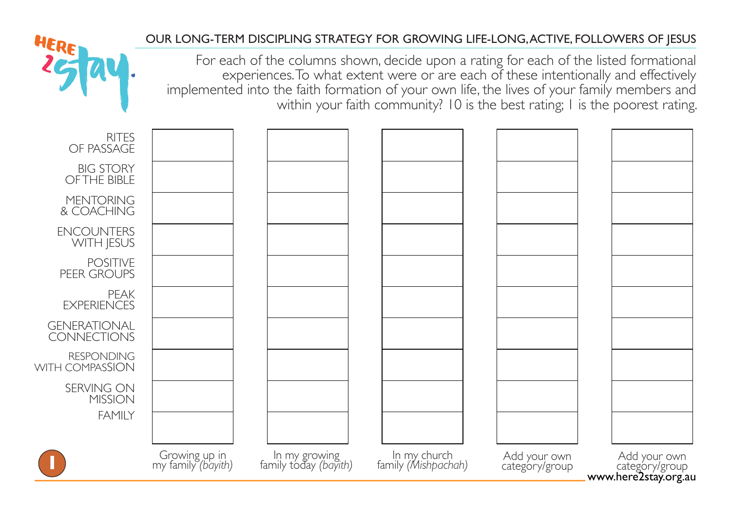## OUR LONG-TERM DISCIPLING STRATEGY FOR GROWING LIFE-LONG, ACTIVE, FOLLOWERS OF JESUS

For each of the columns shown, decide upon a rating for each of the listed formational experiences. To what extent were or are each of these intentionally and effectively implemented into the faith formation of your own life, the lives of your family members and within your faith community? 10 is the best rating; 1 is the poorest rating.

| | Growing up in my family *(bayith)* | In my growing family today *(bayith)* | In my church family *(Mishpachah)* | Add your own category/group | Add your own category/group |
|---|---|---|---|---|---|
| RITES OF PASSAGE | | | | | |
| BIG STORY OF THE BIBLE | | | | | |
| MENTORING & COACHING | | | | | |
| ENCOUNTERS WITH JESUS | | | | | |
| POSITIVE PEER GROUPS | | | | | |
| PEAK EXPERIENCES | | | | | |
| GENERATIONAL CONNECTIONS | | | | | |
| RESPONDING WITH COMPASSION | | | | | |
| SERVING ON MISSION | | | | | |
| FAMILY | | | | | |

www.here2stay.org.au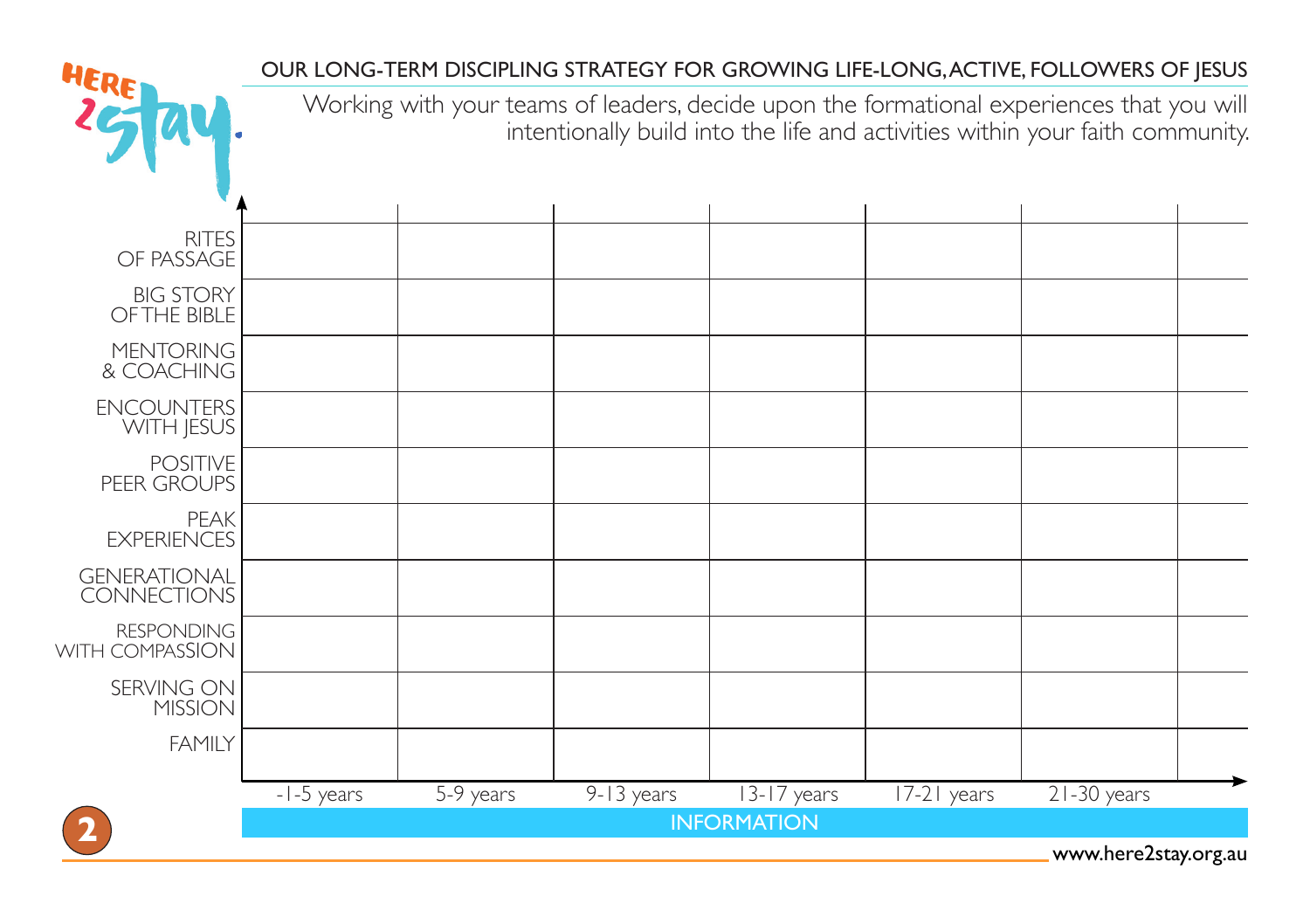## OUR LONG-TERM DISCIPLING STRATEGY FOR GROWING LIFE-LONG, ACTIVE, FOLLOWERS OF JESUS

Working with your teams of leaders, decide upon the formational experiences that you will intentionally build into the life and activities within your faith community.

| | -1-5 years | 5-9 years | 9-13 years | 13-17 years | 17-21 years | 21-30 years | |
|---|---|---|---|---|---|---|---|
| RITES OF PASSAGE | | | | | | | |
| BIG STORY OF THE BIBLE | | | | | | | |
| MENTORING & COACHING | | | | | | | |
| ENCOUNTERS WITH JESUS | | | | | | | |
| POSITIVE PEER GROUPS | | | | | | | |
| PEAK EXPERIENCES | | | | | | | |
| GENERATIONAL CONNECTIONS | | | | | | | |
| RESPONDING WITH COMPASSION | | | | | | | |
| SERVING ON MISSION | | | | | | | |
| FAMILY | | | | | | | |

INFORMATION

www.here2stay.org.au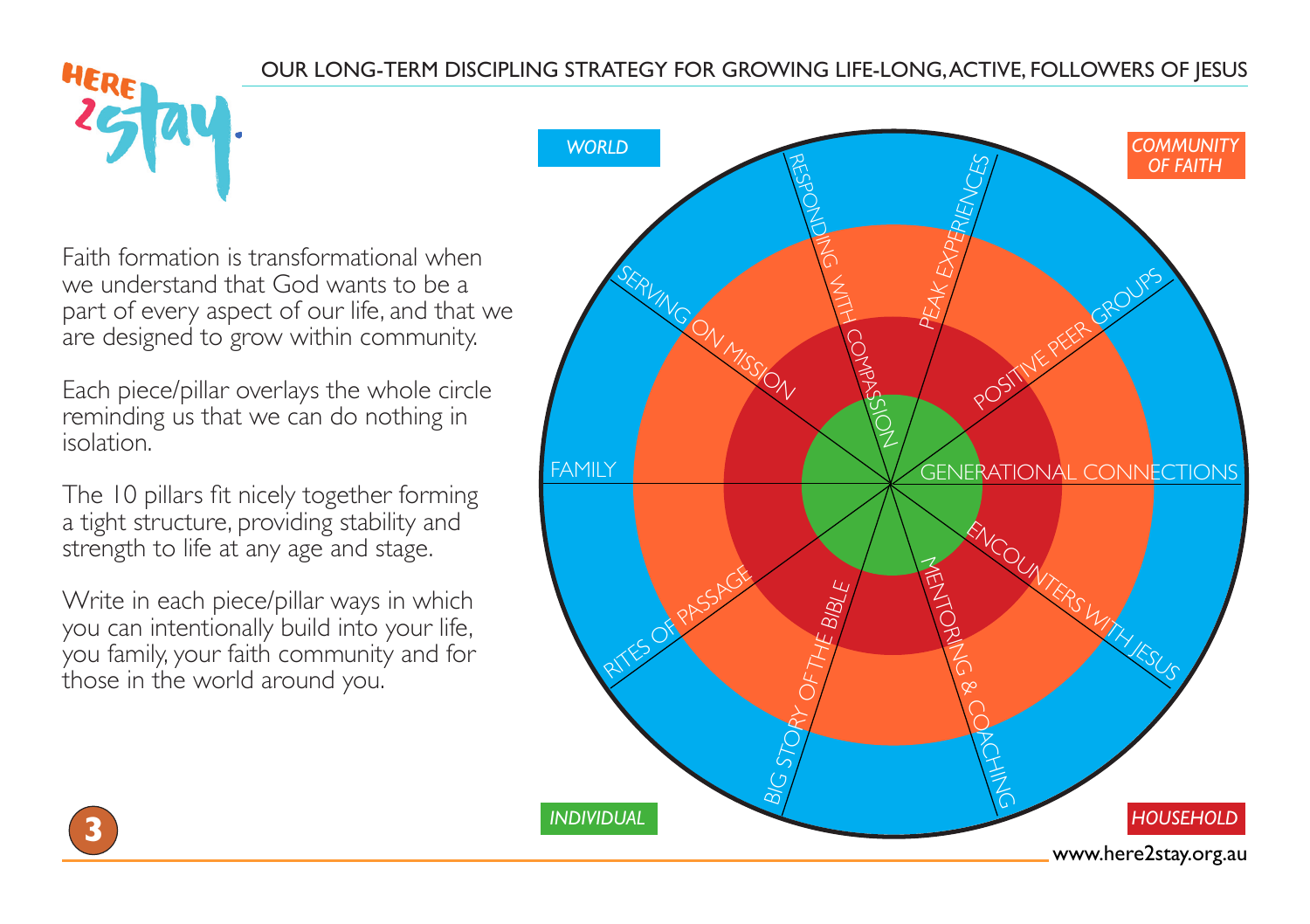# OUR LONG-TERM DISCIPLING STRATEGY FOR GROWING LIFE-LONG, ACTIVE, FOLLOWERS OF JESUS

Faith formation is transformational when we understand that God wants to be a part of every aspect of our life, and that we are designed to grow within community.

Each piece/pillar overlays the whole circle reminding us that we can do nothing in isolation.

The 10 pillars fit nicely together forming a tight structure, providing stability and strength to life at any age and stage.

Write in each piece/pillar ways in which you can intentionally build into your life, you family, your faith community and for those in the world around you.

*WORLD*

*COMMUNITY OF FAITH*

*INDIVIDUAL*

*HOUSEHOLD*

- RESPONDING WITH COMPASSION
- PEAK EXPERIENCES
- POSITIVE PEER GROUPS
- GENERATIONAL CONNECTIONS
- ENCOUNTERS WITH JESUS
- MENTORING & COACHING
- BIG STORY OF THE BIBLE
- RITES OF PASSAGE
- FAMILY
- SERVING ON MISSION

www.here2stay.org.au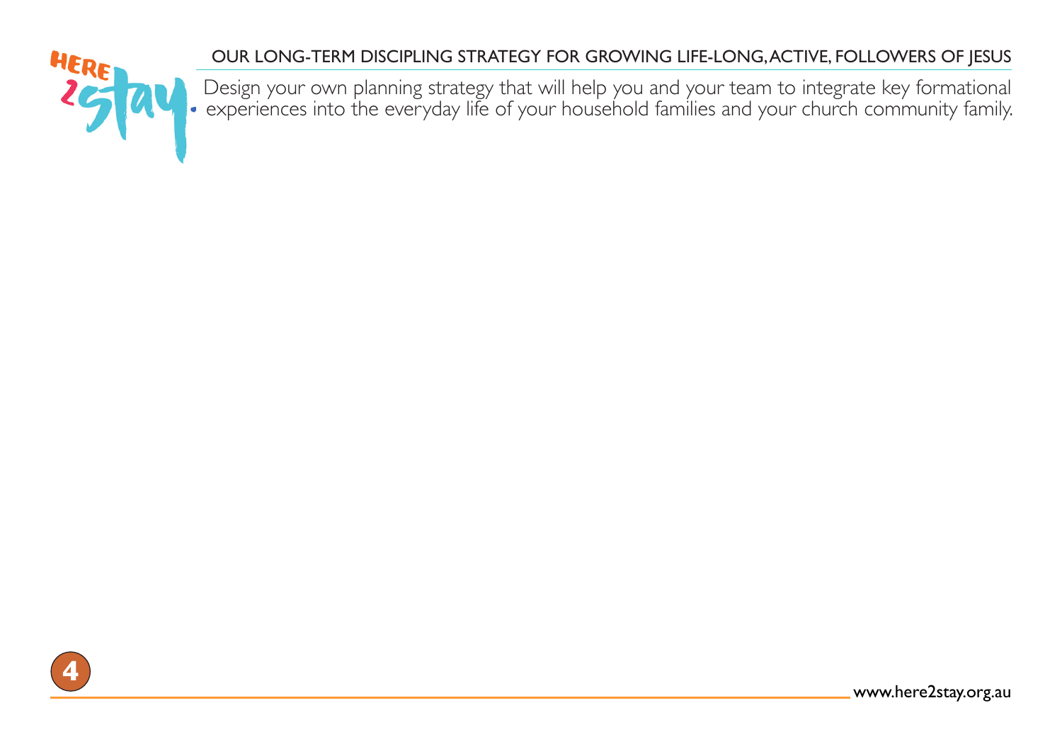## OUR LONG-TERM DISCIPLING STRATEGY FOR GROWING LIFE-LONG, ACTIVE, FOLLOWERS OF JESUS

Design your own planning strategy that will help you and your team to integrate key formational experiences into the everyday life of your household families and your church community family.

www.here2stay.org.au